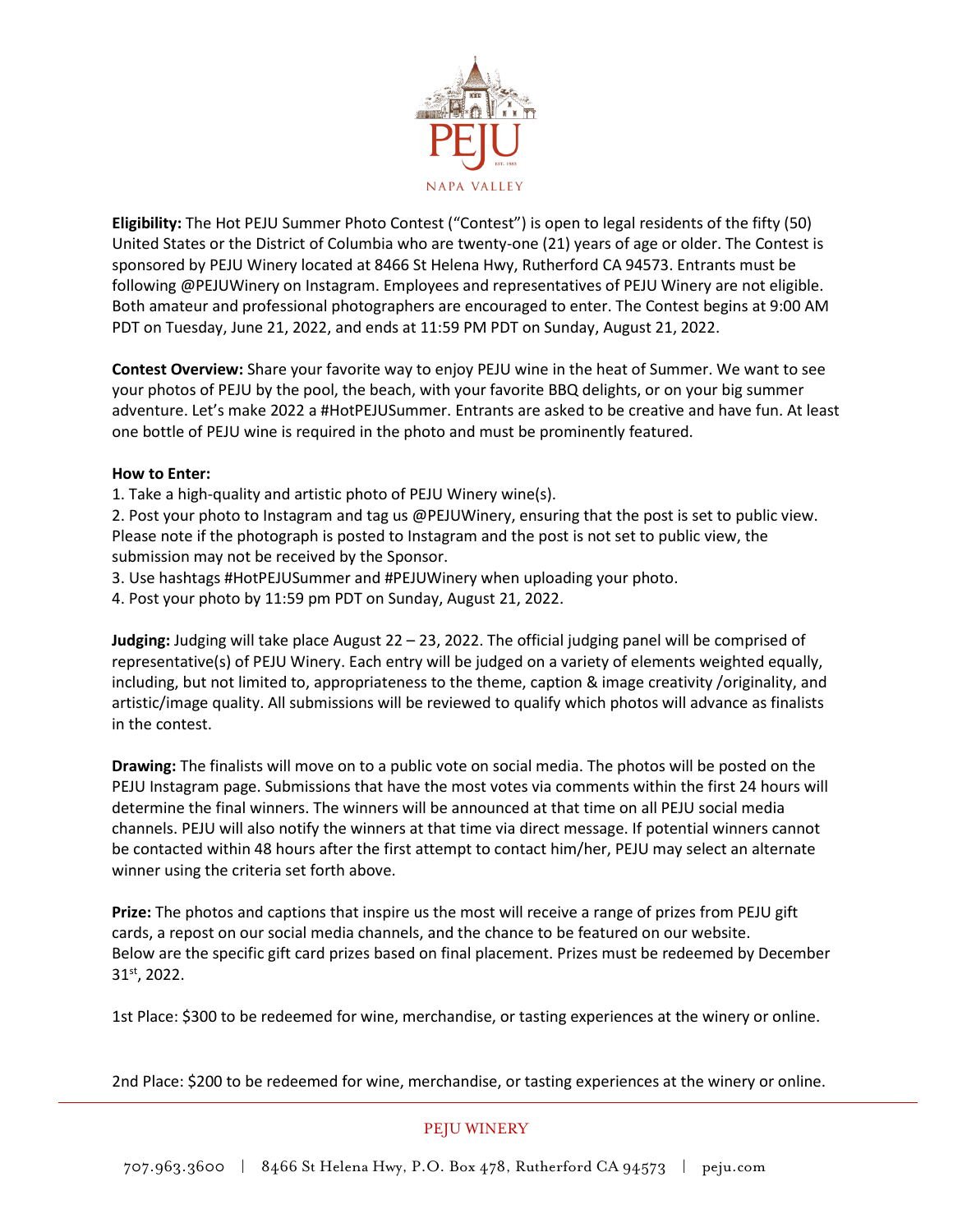**Eligibility:** The Hot PEJU Summer Photo Contest ("Contest") is open to legal residents of the fifty (50) United States or the District of Columbia who are twenty-one (21) years of age or older. The Contest is sponsored by PEJU Winery located at 8466 St Helena Hwy, Rutherford CA 94573. Entrants must be following @PEJUWinery on Instagram. Employees and representatives of PEJU Winery are not eligible. Both amateur and professional photographers are encouraged to enter. The Contest begins at 9:00 AM PDT on Tuesday, June 21, 2022, and ends at 11:59 PM PDT on Sunday, August 21, 2022.

**Contest Overview:** Share your favorite way to enjoy PEJU wine in the heat of Summer. We want to see your photos of PEJU by the pool, the beach, with your favorite BBQ delights, or on your big summer adventure. Let's make 2022 a #HotPEJUSummer. Entrants are asked to be creative and have fun. At least one bottle of PEJU wine is required in the photo and must be prominently featured.

**How to Enter:**

1. Take a high-quality and artistic photo of PEJU Winery wine(s).
2. Post your photo to Instagram and tag us @PEJUWinery, ensuring that the post is set to public view. Please note if the photograph is posted to Instagram and the post is not set to public view, the submission may not be received by the Sponsor.
3. Use hashtags #HotPEJUSummer and #PEJUWinery when uploading your photo.
4. Post your photo by 11:59 pm PDT on Sunday, August 21, 2022.

**Judging:** Judging will take place August 22 – 23, 2022. The official judging panel will be comprised of representative(s) of PEJU Winery. Each entry will be judged on a variety of elements weighted equally, including, but not limited to, appropriateness to the theme, caption & image creativity /originality, and artistic/image quality. All submissions will be reviewed to qualify which photos will advance as finalists in the contest.

**Drawing:** The finalists will move on to a public vote on social media. The photos will be posted on the PEJU Instagram page. Submissions that have the most votes via comments within the first 24 hours will determine the final winners. The winners will be announced at that time on all PEJU social media channels. PEJU will also notify the winners at that time via direct message. If potential winners cannot be contacted within 48 hours after the first attempt to contact him/her, PEJU may select an alternate winner using the criteria set forth above.

**Prize:** The photos and captions that inspire us the most will receive a range of prizes from PEJU gift cards, a repost on our social media channels, and the chance to be featured on our website. Below are the specific gift card prizes based on final placement. Prizes must be redeemed by December 31st, 2022.

1st Place: $300 to be redeemed for wine, merchandise, or tasting experiences at the winery or online.

2nd Place: $200 to be redeemed for wine, merchandise, or tasting experiences at the winery or online.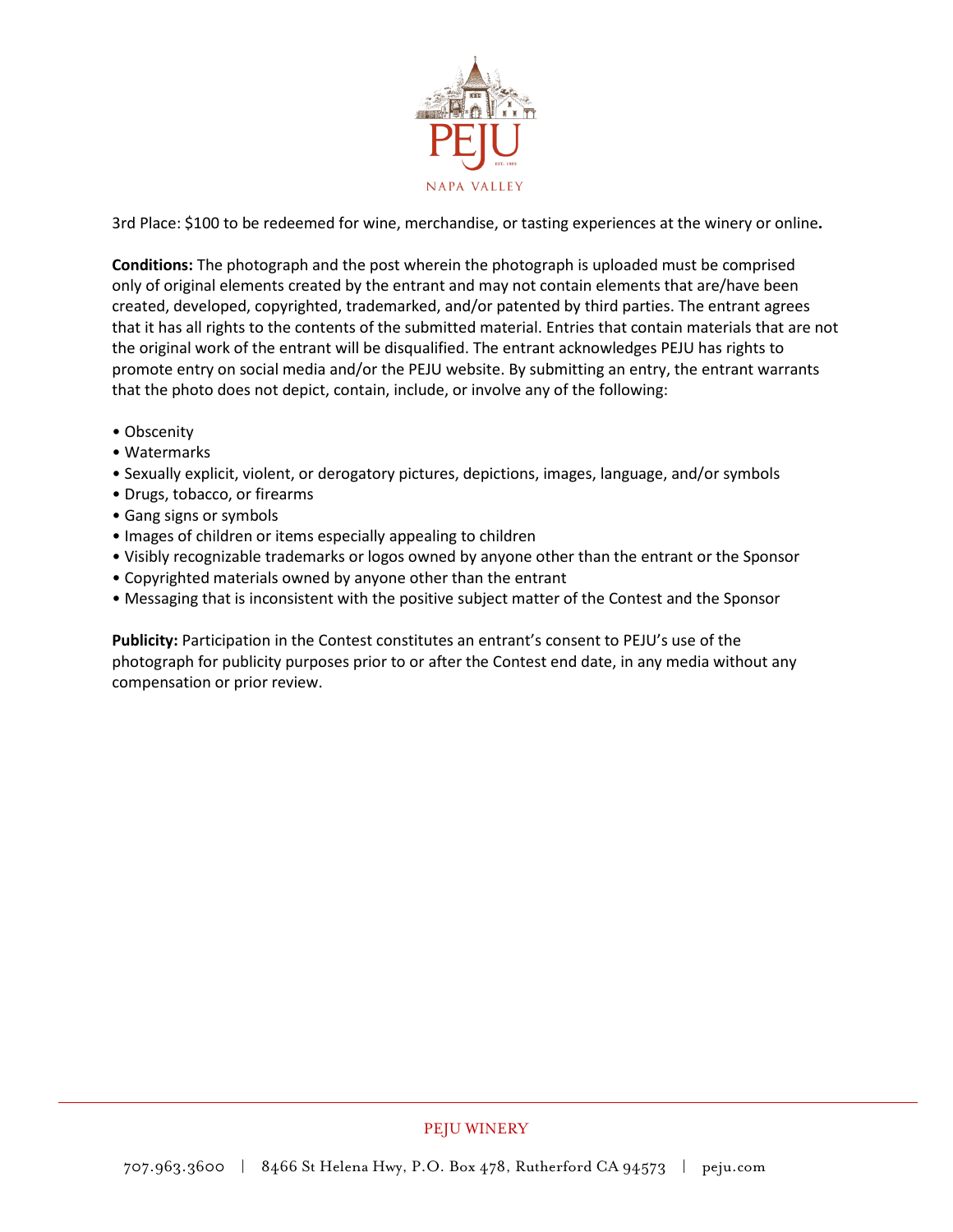3rd Place: $100 to be redeemed for wine, merchandise, or tasting experiences at the winery or online**.**

**Conditions:** The photograph and the post wherein the photograph is uploaded must be comprised only of original elements created by the entrant and may not contain elements that are/have been created, developed, copyrighted, trademarked, and/or patented by third parties. The entrant agrees that it has all rights to the contents of the submitted material. Entries that contain materials that are not the original work of the entrant will be disqualified. The entrant acknowledges PEJU has rights to promote entry on social media and/or the PEJU website. By submitting an entry, the entrant warrants that the photo does not depict, contain, include, or involve any of the following:

- Obscenity
- Watermarks
- Sexually explicit, violent, or derogatory pictures, depictions, images, language, and/or symbols
- Drugs, tobacco, or firearms
- Gang signs or symbols
- Images of children or items especially appealing to children
- Visibly recognizable trademarks or logos owned by anyone other than the entrant or the Sponsor
- Copyrighted materials owned by anyone other than the entrant
- Messaging that is inconsistent with the positive subject matter of the Contest and the Sponsor

**Publicity:** Participation in the Contest constitutes an entrant's consent to PEJU's use of the photograph for publicity purposes prior to or after the Contest end date, in any media without any compensation or prior review.